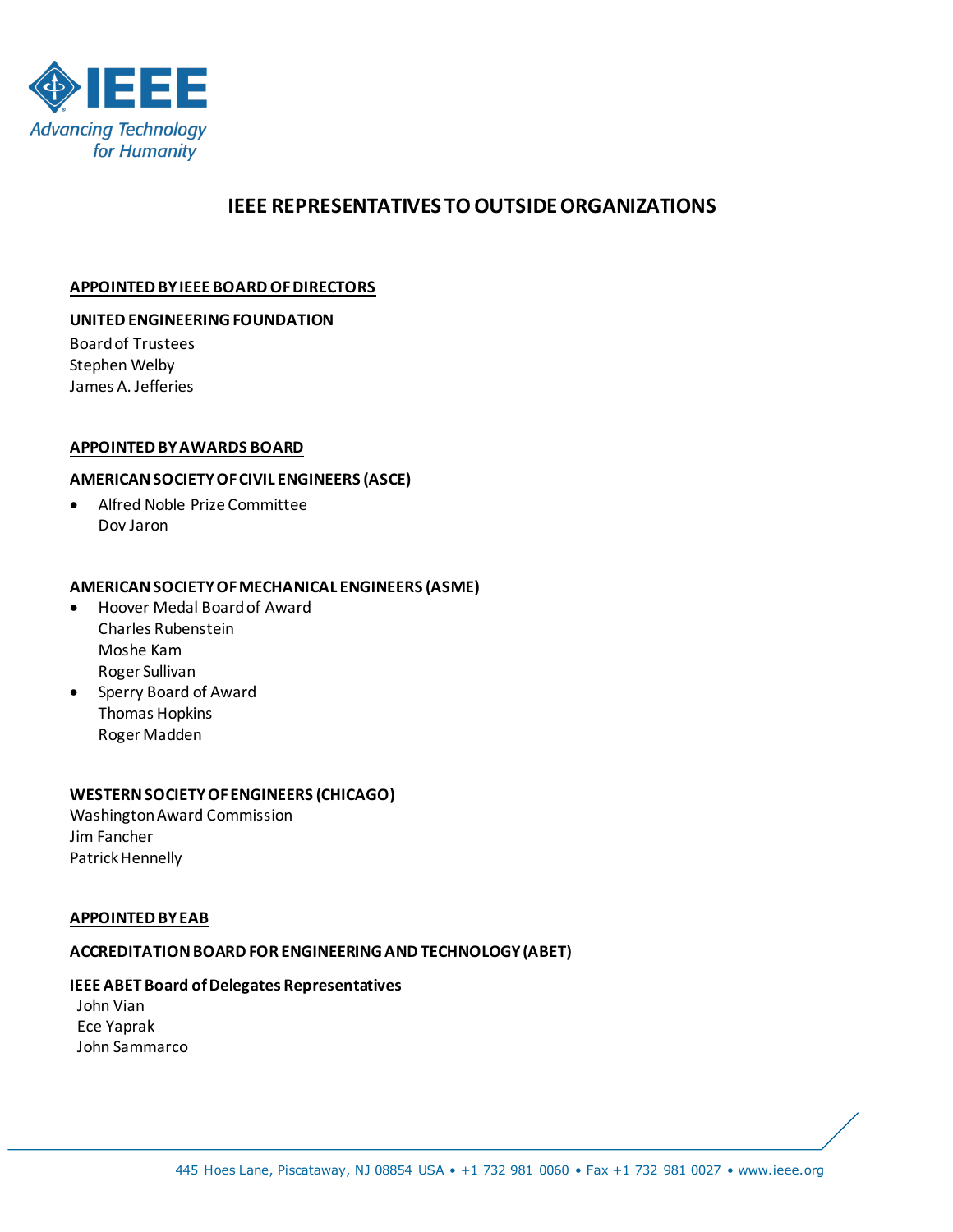# IEEE REPRESENTATIVES TO OUTSIDE ORGANIZATIONS

## APPOINTED BY IEEE BOARD OF DIRECTORS

### UNITED ENGINEERING FOUNDATION

Board of Trustees
Stephen Welby
James A. Jefferies

## APPOINTED BY AWARDS BOARD

### AMERICAN SOCIETY OF CIVIL ENGINEERS (ASCE)

- Alfred Noble Prize Committee
  Dov Jaron

### AMERICAN SOCIETY OF MECHANICAL ENGINEERS (ASME)

- Hoover Medal Board of Award
  Charles Rubenstein
  Moshe Kam
  Roger Sullivan
- Sperry Board of Award
  Thomas Hopkins
  Roger Madden

### WESTERN SOCIETY OF ENGINEERS (CHICAGO)

Washington Award Commission
Jim Fancher
Patrick Hennelly

## APPOINTED BY EAB

### ACCREDITATION BOARD FOR ENGINEERING AND TECHNOLOGY (ABET)

**IEEE ABET Board of Delegates Representatives**

John Vian
Ece Yaprak
John Sammarco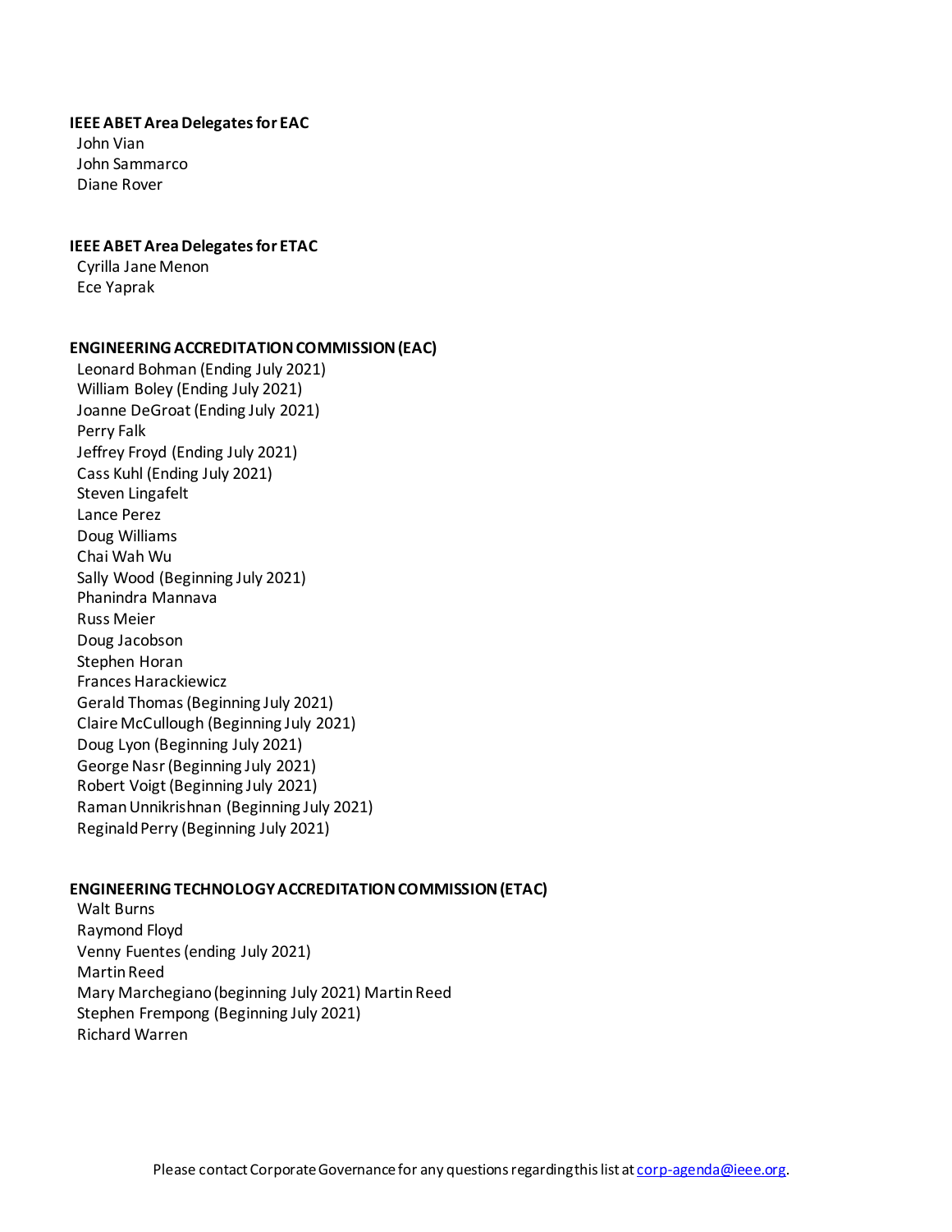**IEEE ABET Area Delegates for EAC**

John Vian
John Sammarco
Diane Rover

**IEEE ABET Area Delegates for ETAC**

Cyrilla Jane Menon
Ece Yaprak

**ENGINEERING ACCREDITATION COMMISSION (EAC)**

Leonard Bohman (Ending July 2021)
William Boley (Ending July 2021)
Joanne DeGroat (Ending July 2021)
Perry Falk
Jeffrey Froyd (Ending July 2021)
Cass Kuhl (Ending July 2021)
Steven Lingafelt
Lance Perez
Doug Williams
Chai Wah Wu
Sally Wood (Beginning July 2021)
Phanindra Mannava
Russ Meier
Doug Jacobson
Stephen Horan
Frances Harackiewicz
Gerald Thomas (Beginning July 2021)
Claire McCullough (Beginning July 2021)
Doug Lyon (Beginning July 2021)
George Nasr (Beginning July 2021)
Robert Voigt (Beginning July 2021)
Raman Unnikrishnan (Beginning July 2021)
Reginald Perry (Beginning July 2021)

**ENGINEERING TECHNOLOGY ACCREDITATION COMMISSION (ETAC)**

Walt Burns
Raymond Floyd
Venny Fuentes (ending July 2021)
Martin Reed
Mary Marchegiano (beginning July 2021) Martin Reed
Stephen Frempong (Beginning July 2021)
Richard Warren

Please contact Corporate Governance for any questions regarding this list at corp-agenda@ieee.org.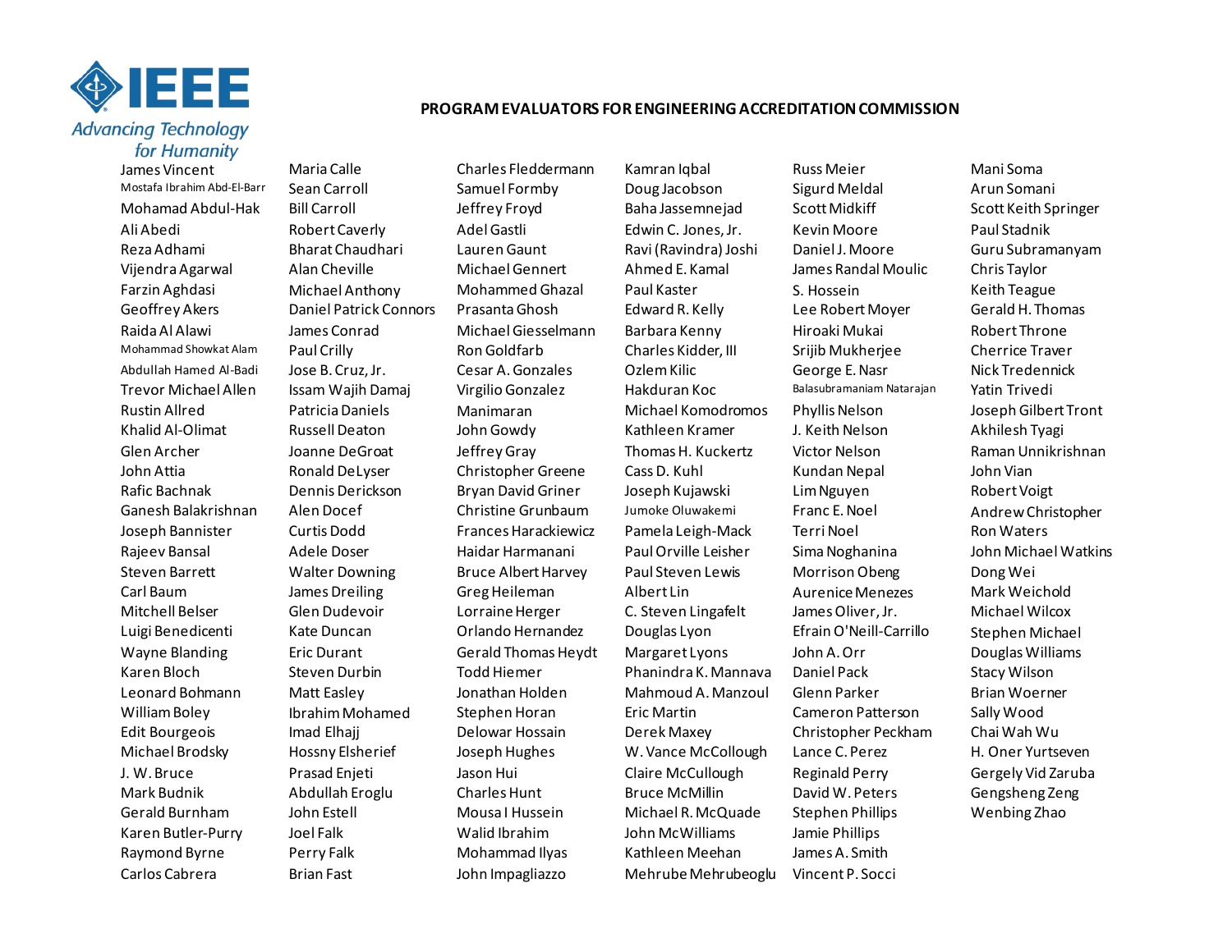IEEE

Advancing Technology for Humanity

## PROGRAM EVALUATORS FOR ENGINEERING ACCREDITATION COMMISSION

James Vincent
Mostafa Ibrahim Abd-El-Barr
Mohamad Abdul-Hak
Ali Abedi
Reza Adhami
Vijendra Agarwal
Farzin Aghdasi
Geoffrey Akers
Raida Al Alawi
Mohammad Showkat Alam
Abdullah Hamed Al-Badi
Trevor Michael Allen
Rustin Allred
Khalid Al-Olimat
Glen Archer
John Attia
Rafic Bachnak
Ganesh Balakrishnan
Joseph Bannister
Rajeev Bansal
Steven Barrett
Carl Baum
Mitchell Belser
Luigi Benedicenti
Wayne Blanding
Karen Bloch
Leonard Bohmann
William Boley
Edit Bourgeois
Michael Brodsky
J. W. Bruce
Mark Budnik
Gerald Burnham
Karen Butler-Purry
Raymond Byrne
Carlos Cabrera
Maria Calle
Sean Carroll
Bill Carroll
Robert Caverly
Bharat Chaudhari
Alan Cheville
Michael Anthony
Daniel Patrick Connors
James Conrad
Paul Crilly
Jose B. Cruz, Jr.
Issam Wajih Damaj
Patricia Daniels
Russell Deaton
Joanne DeGroat
Ronald DeLyser
Dennis Derickson
Alen Docef
Curtis Dodd
Adele Doser
Walter Downing
James Dreiling
Glen Dudevoir
Kate Duncan
Eric Durant
Steven Durbin
Matt Easley
Ibrahim Mohamed
Imad Elhajj
Hossny Elsherief
Prasad Enjeti
Abdullah Eroglu
John Estell
Joel Falk
Perry Falk
Brian Fast
Charles Fleddermann
Samuel Formby
Jeffrey Froyd
Adel Gastli
Lauren Gaunt
Michael Gennert
Mohammed Ghazal
Prasanta Ghosh
Michael Giesselmann
Ron Goldfarb
Cesar A. Gonzales
Virgilio Gonzalez
Manimaran
John Gowdy
Jeffrey Gray
Christopher Greene
Bryan David Griner
Christine Grunbaum
Frances Harackiewicz
Haidar Harmanani
Bruce Albert Harvey
Greg Heileman
Lorraine Herger
Orlando Hernandez
Gerald Thomas Heydt
Todd Hiemer
Jonathan Holden
Stephen Horan
Delowar Hossain
Joseph Hughes
Jason Hui
Charles Hunt
Mousa I Hussein
Walid Ibrahim
Mohammad Ilyas
John Impagliazzo
Kamran Iqbal
Doug Jacobson
Baha Jassemnejad
Edwin C. Jones, Jr.
Ravi (Ravindra) Joshi
Ahmed E. Kamal
Paul Kaster
Edward R. Kelly
Barbara Kenny
Charles Kidder, III
Ozlem Kilic
Hakduran Koc
Michael Komodromos
Kathleen Kramer
Thomas H. Kuckertz
Cass D. Kuhl
Joseph Kujawski
Jumoke Oluwakemi
Pamela Leigh-Mack
Paul Orville Leisher
Paul Steven Lewis
Albert Lin
C. Steven Lingafelt
Douglas Lyon
Margaret Lyons
Phanindra K. Mannava
Mahmoud A. Manzoul
Eric Martin
Derek Maxey
W. Vance McCollough
Claire McCullough
Bruce McMillin
Michael R. McQuade
John McWilliams
Kathleen Meehan
Mehrube Mehrubeoglu
Russ Meier
Sigurd Meldal
Scott Midkiff
Kevin Moore
Daniel J. Moore
James Randal Moulic
S. Hossein
Lee Robert Moyer
Hiroaki Mukai
Srijib Mukherjee
George E. Nasr
Balasubramaniam Natarajan
Phyllis Nelson
J. Keith Nelson
Victor Nelson
Kundan Nepal
Lim Nguyen
Franc E. Noel
Terri Noel
Sima Noghanina
Morrison Obeng
Aurenice Menezes
James Oliver, Jr.
Efrain O'Neill-Carrillo
John A. Orr
Daniel Pack
Glenn Parker
Cameron Patterson
Christopher Peckham
Lance C. Perez
Reginald Perry
David W. Peters
Stephen Phillips
Jamie Phillips
James A. Smith
Vincent P. Socci
Mani Soma
Arun Somani
Scott Keith Springer
Paul Stadnik
Guru Subramanyam
Chris Taylor
Keith Teague
Gerald H. Thomas
Robert Throne
Cherrice Traver
Nick Tredennick
Yatin Trivedi
Joseph Gilbert Tront
Akhilesh Tyagi
Raman Unnikrishnan
John Vian
Robert Voigt
Andrew Christopher
Ron Waters
John Michael Watkins
Dong Wei
Mark Weichold
Michael Wilcox
Stephen Michael
Douglas Williams
Stacy Wilson
Brian Woerner
Sally Wood
Chai Wah Wu
H. Oner Yurtseven
Gergely Vid Zaruba
Gengsheng Zeng
Wenbing Zhao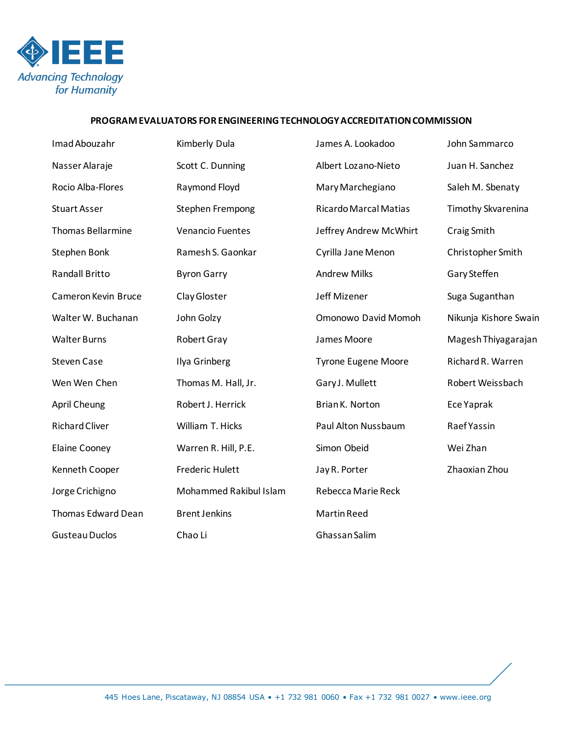**PROGRAM EVALUATORS FOR ENGINEERING TECHNOLOGY ACCREDITATION COMMISSION**

Imad Abouzahr
Nasser Alaraje
Rocio Alba-Flores
Stuart Asser
Thomas Bellarmine
Stephen Bonk
Randall Britto
Cameron Kevin Bruce
Walter W. Buchanan
Walter Burns
Steven Case
Wen Wen Chen
April Cheung
Richard Cliver
Elaine Cooney
Kenneth Cooper
Jorge Crichigno
Thomas Edward Dean
Gusteau Duclos
Kimberly Dula
Scott C. Dunning
Raymond Floyd
Stephen Frempong
Venancio Fuentes
Ramesh S. Gaonkar
Byron Garry
Clay Gloster
John Golzy
Robert Gray
Ilya Grinberg
Thomas M. Hall, Jr.
Robert J. Herrick
William T. Hicks
Warren R. Hill, P.E.
Frederic Hulett
Mohammed Rakibul Islam
Brent Jenkins
Chao Li
James A. Lookadoo
Albert Lozano-Nieto
Mary Marchegiano
Ricardo Marcal Matias
Jeffrey Andrew McWhirt
Cyrilla Jane Menon
Andrew Milks
Jeff Mizener
Omonowo David Momoh
James Moore
Tyrone Eugene Moore
Gary J. Mullett
Brian K. Norton
Paul Alton Nussbaum
Simon Obeid
Jay R. Porter
Rebecca Marie Reck
Martin Reed
Ghassan Salim
John Sammarco
Juan H. Sanchez
Saleh M. Sbenaty
Timothy Skvarenina
Craig Smith
Christopher Smith
Gary Steffen
Suga Suganthan
Nikunja Kishore Swain
Magesh Thiyagarajan
Richard R. Warren
Robert Weissbach
Ece Yaprak
Raef Yassin
Wei Zhan
Zhaoxian Zhou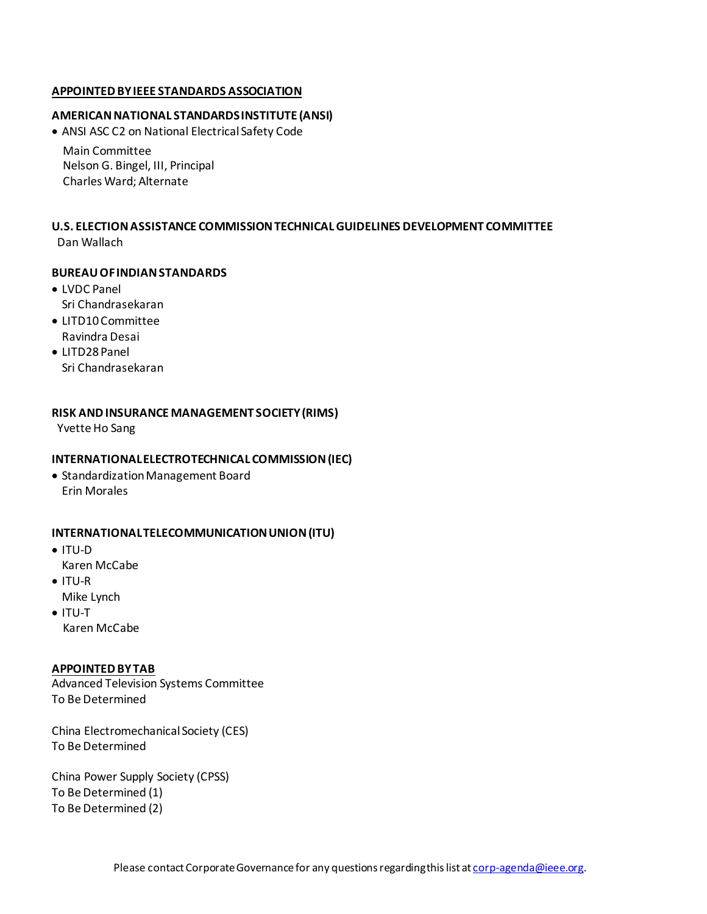**APPOINTED BY IEEE STANDARDS ASSOCIATION**

**AMERICAN NATIONAL STANDARDS INSTITUTE (ANSI)**

- ANSI ASC C2 on National Electrical Safety Code

  Main Committee
  Nelson G. Bingel, III, Principal
  Charles Ward; Alternate

**U.S. ELECTION ASSISTANCE COMMISSION TECHNICAL GUIDELINES DEVELOPMENT COMMITTEE**

Dan Wallach

**BUREAU OF INDIAN STANDARDS**

- LVDC Panel
  Sri Chandrasekaran
- LITD10 Committee
  Ravindra Desai
- LITD28 Panel
  Sri Chandrasekaran

**RISK AND INSURANCE MANAGEMENT SOCIETY (RIMS)**

Yvette Ho Sang

**INTERNATIONAL ELECTROTECHNICAL COMMISSION (IEC)**

- Standardization Management Board
  Erin Morales

**INTERNATIONAL TELECOMMUNICATION UNION (ITU)**

- ITU-D
  Karen McCabe
- ITU-R
  Mike Lynch
- ITU-T
  Karen McCabe

**APPOINTED BY TAB**

Advanced Television Systems Committee
To Be Determined

China Electromechanical Society (CES)
To Be Determined

China Power Supply Society (CPSS)
To Be Determined (1)
To Be Determined (2)

Please contact Corporate Governance for any questions regarding this list at corp-agenda@ieee.org.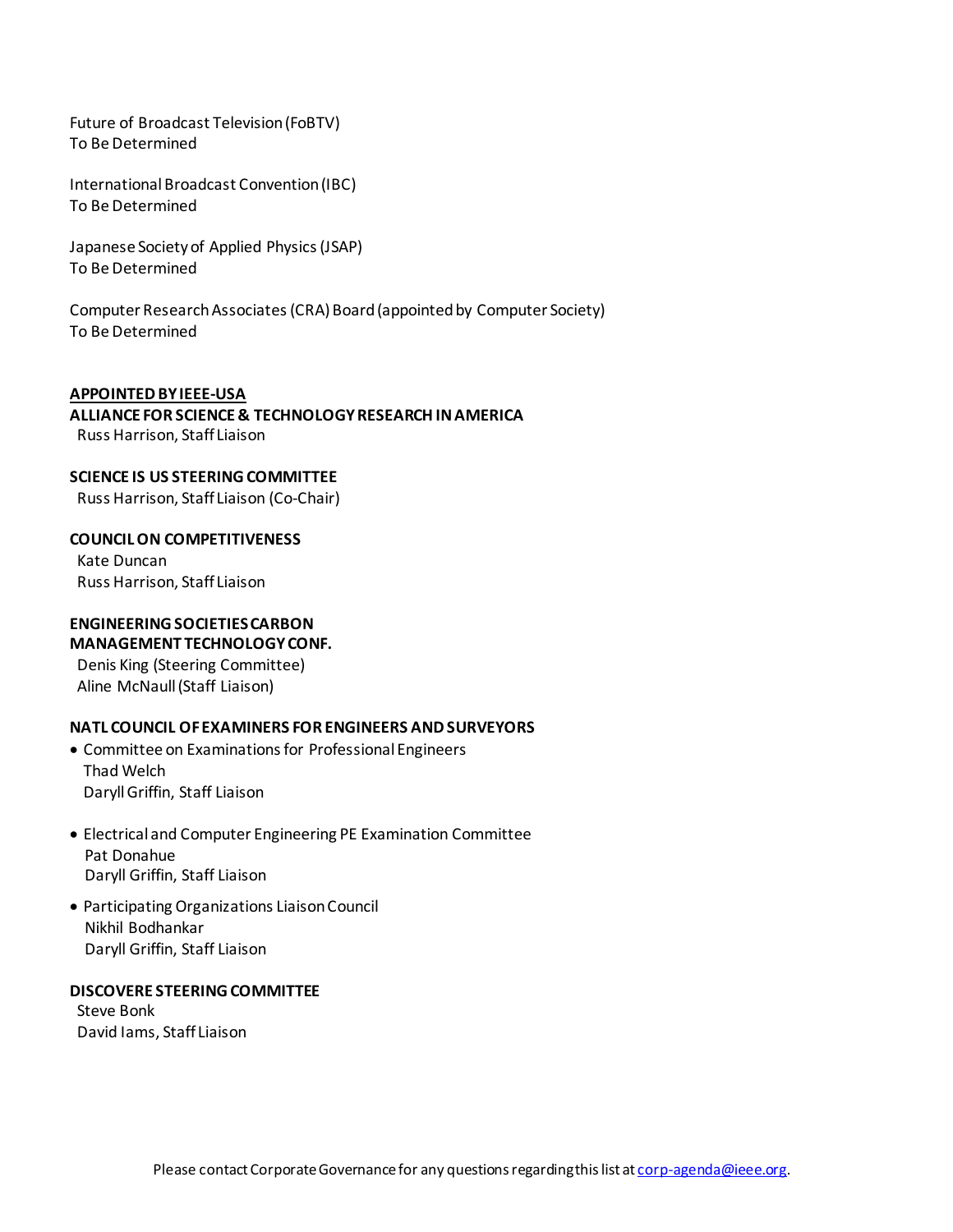Future of Broadcast Television (FoBTV)
To Be Determined

International Broadcast Convention (IBC)
To Be Determined

Japanese Society of Applied Physics (JSAP)
To Be Determined

Computer Research Associates (CRA) Board (appointed by Computer Society)
To Be Determined

**APPOINTED BY IEEE-USA**

**ALLIANCE FOR SCIENCE & TECHNOLOGY RESEARCH IN AMERICA**
Russ Harrison, Staff Liaison

**SCIENCE IS US STEERING COMMITTEE**
Russ Harrison, Staff Liaison (Co-Chair)

**COUNCIL ON COMPETITIVENESS**
Kate Duncan
Russ Harrison, Staff Liaison

**ENGINEERING SOCIETIES CARBON MANAGEMENT TECHNOLOGY CONF.**
Denis King (Steering Committee)
Aline McNaull (Staff Liaison)

**NATL COUNCIL OF EXAMINERS FOR ENGINEERS AND SURVEYORS**

- Committee on Examinations for Professional Engineers
  Thad Welch
  Daryll Griffin, Staff Liaison

- Electrical and Computer Engineering PE Examination Committee
  Pat Donahue
  Daryll Griffin, Staff Liaison

- Participating Organizations Liaison Council
  Nikhil Bodhankar
  Daryll Griffin, Staff Liaison

**DISCOVERE STEERING COMMITTEE**
Steve Bonk
David Iams, Staff Liaison

Please contact Corporate Governance for any questions regarding this list at corp-agenda@ieee.org.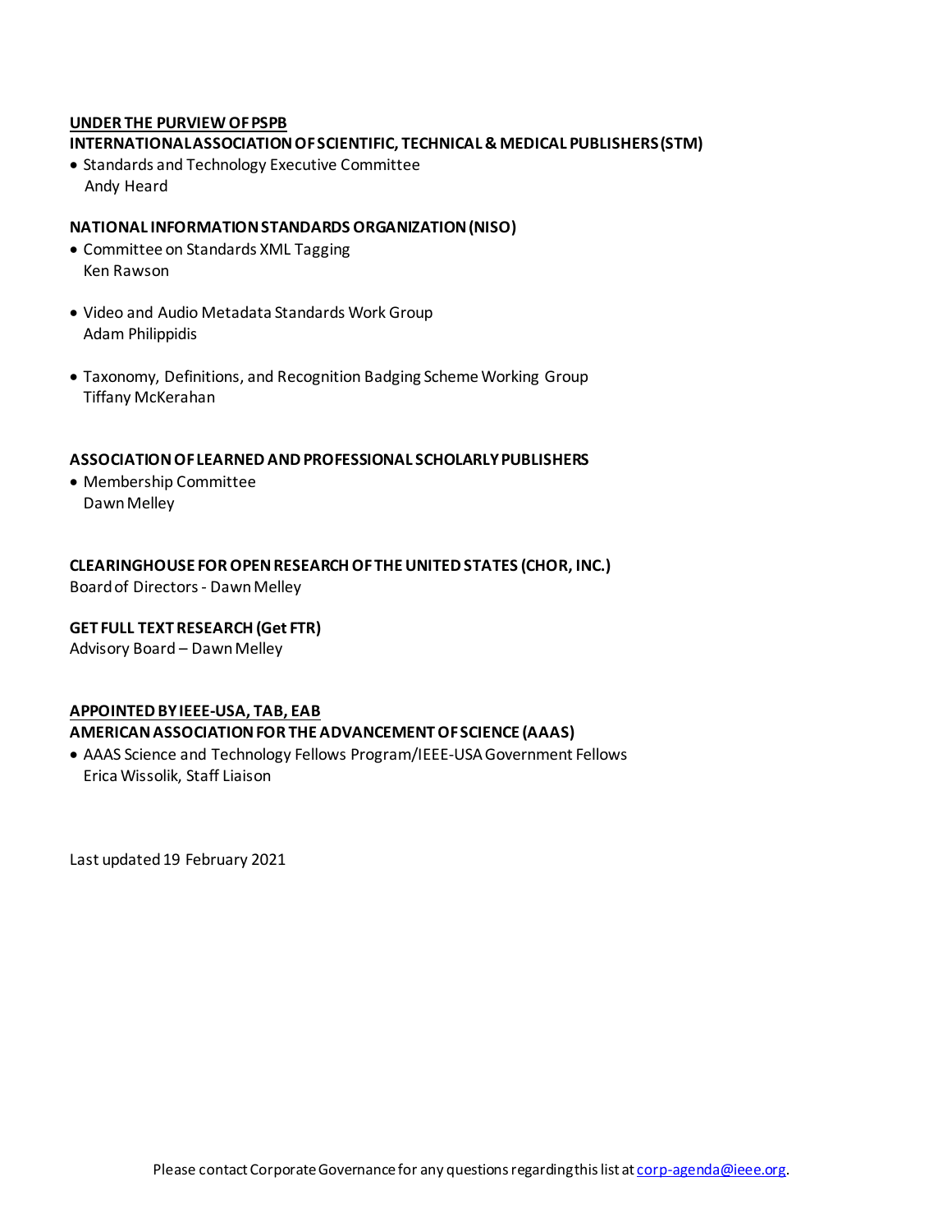**UNDER THE PURVIEW OF PSPB**

**INTERNATIONAL ASSOCIATION OF SCIENTIFIC, TECHNICAL & MEDICAL PUBLISHERS (STM)**

- Standards and Technology Executive Committee
  Andy Heard

**NATIONAL INFORMATION STANDARDS ORGANIZATION (NISO)**

- Committee on Standards XML Tagging
  Ken Rawson

- Video and Audio Metadata Standards Work Group
  Adam Philippidis

- Taxonomy, Definitions, and Recognition Badging Scheme Working Group
  Tiffany McKerahan

**ASSOCIATION OF LEARNED AND PROFESSIONAL SCHOLARLY PUBLISHERS**

- Membership Committee
  Dawn Melley

**CLEARINGHOUSE FOR OPEN RESEARCH OF THE UNITED STATES (CHOR, INC.)**

Board of Directors - Dawn Melley

**GET FULL TEXT RESEARCH (Get FTR)**

Advisory Board – Dawn Melley

**APPOINTED BY IEEE-USA, TAB, EAB**

**AMERICAN ASSOCIATION FOR THE ADVANCEMENT OF SCIENCE (AAAS)**

- AAAS Science and Technology Fellows Program/IEEE-USA Government Fellows
  Erica Wissolik, Staff Liaison

Last updated 19 February 2021

Please contact Corporate Governance for any questions regarding this list at corp-agenda@ieee.org.